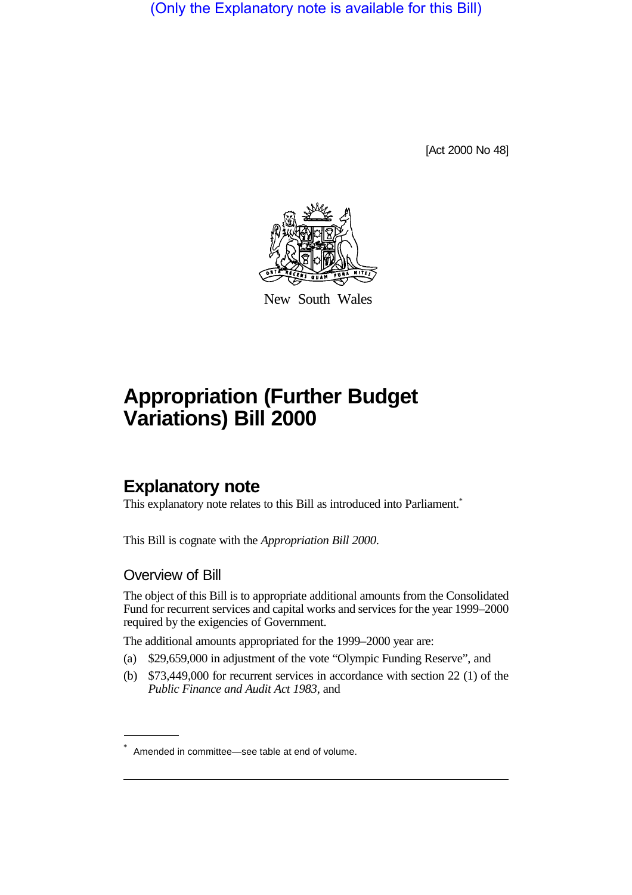(Only the Explanatory note is available for this Bill)

[Act 2000 No 48]

New South Wales

# Appropriation (Further Budget Variations) Bill 2000

## Explanatory note

This explanatory note relates to this Bill as introduced into Parliament.*

This Bill is cognate with the *Appropriation Bill 2000*.

### Overview of Bill

The object of this Bill is to appropriate additional amounts from the Consolidated Fund for recurrent services and capital works and services for the year 1999–2000 required by the exigencies of Government.

The additional amounts appropriated for the 1999–2000 year are:

(a) $29,659,000 in adjustment of the vote "Olympic Funding Reserve", and

(b) $73,449,000 for recurrent services in accordance with section 22 (1) of the *Public Finance and Audit Act 1983*, and

* Amended in committee—see table at end of volume.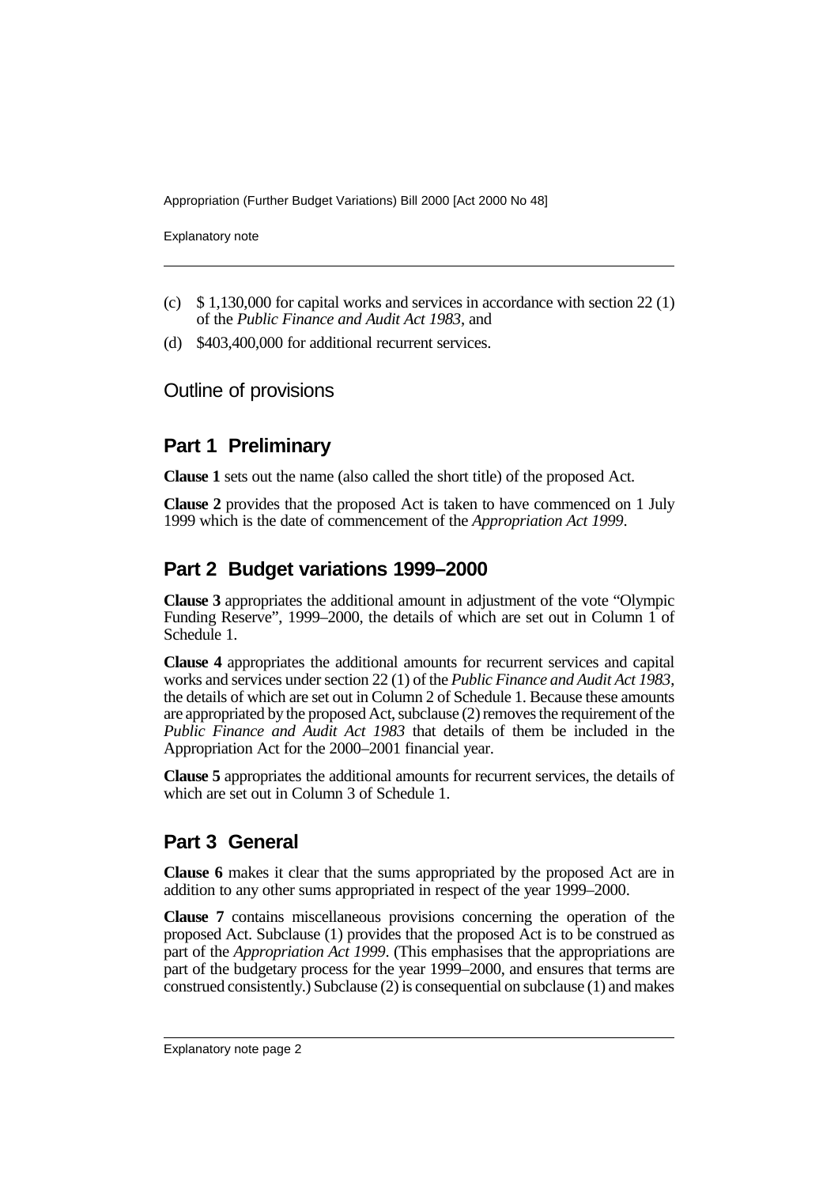(c) $ 1,130,000 for capital works and services in accordance with section 22 (1) of the *Public Finance and Audit Act 1983*, and

(d) $403,400,000 for additional recurrent services.

## Outline of provisions

### Part 1 Preliminary

**Clause 1** sets out the name (also called the short title) of the proposed Act.

**Clause 2** provides that the proposed Act is taken to have commenced on 1 July 1999 which is the date of commencement of the *Appropriation Act 1999*.

### Part 2 Budget variations 1999–2000

**Clause 3** appropriates the additional amount in adjustment of the vote "Olympic Funding Reserve", 1999–2000, the details of which are set out in Column 1 of Schedule 1.

**Clause 4** appropriates the additional amounts for recurrent services and capital works and services under section 22 (1) of the *Public Finance and Audit Act 1983*, the details of which are set out in Column 2 of Schedule 1. Because these amounts are appropriated by the proposed Act, subclause (2) removes the requirement of the *Public Finance and Audit Act 1983* that details of them be included in the Appropriation Act for the 2000–2001 financial year.

**Clause 5** appropriates the additional amounts for recurrent services, the details of which are set out in Column 3 of Schedule 1.

### Part 3 General

**Clause 6** makes it clear that the sums appropriated by the proposed Act are in addition to any other sums appropriated in respect of the year 1999–2000.

**Clause 7** contains miscellaneous provisions concerning the operation of the proposed Act. Subclause (1) provides that the proposed Act is to be construed as part of the *Appropriation Act 1999*. (This emphasises that the appropriations are part of the budgetary process for the year 1999–2000, and ensures that terms are construed consistently.) Subclause (2) is consequential on subclause (1) and makes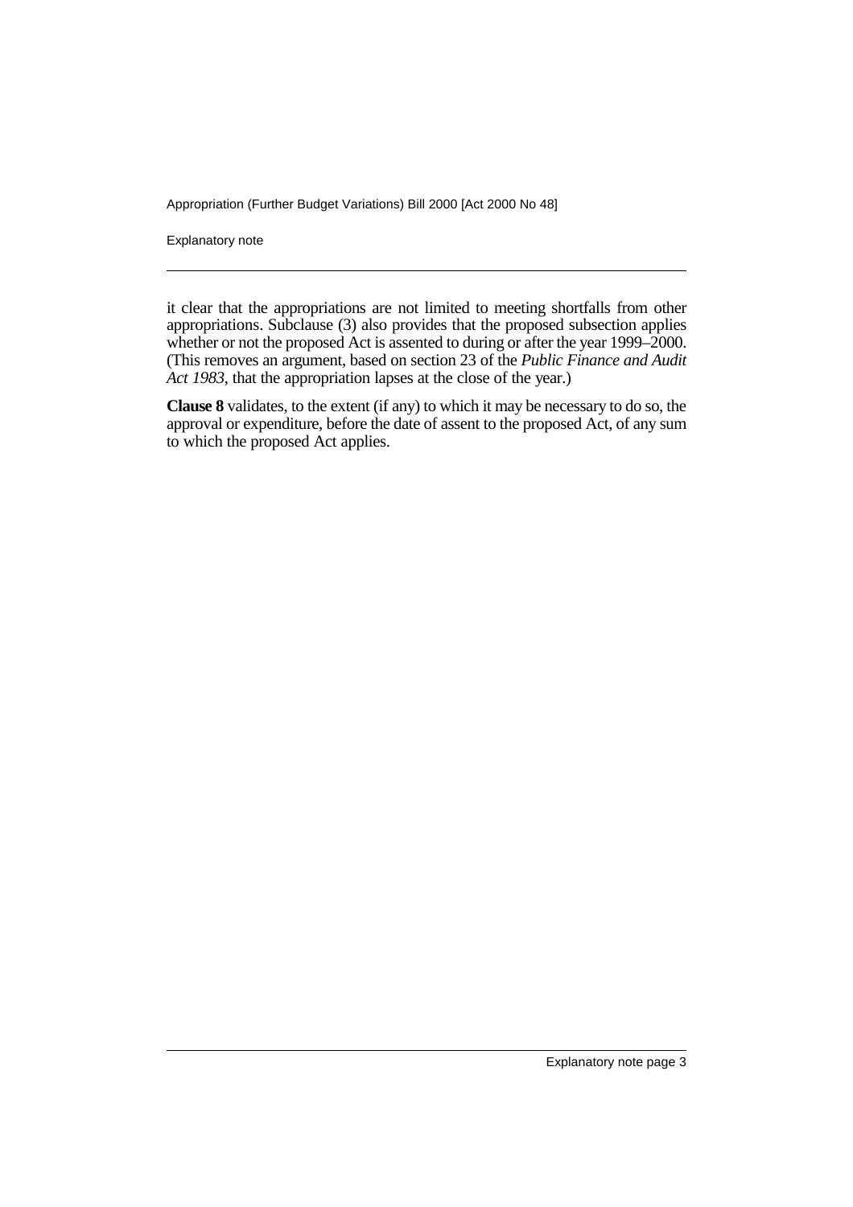it clear that the appropriations are not limited to meeting shortfalls from other appropriations. Subclause (3) also provides that the proposed subsection applies whether or not the proposed Act is assented to during or after the year 1999–2000. (This removes an argument, based on section 23 of the *Public Finance and Audit Act 1983*, that the appropriation lapses at the close of the year.)

**Clause 8** validates, to the extent (if any) to which it may be necessary to do so, the approval or expenditure, before the date of assent to the proposed Act, of any sum to which the proposed Act applies.